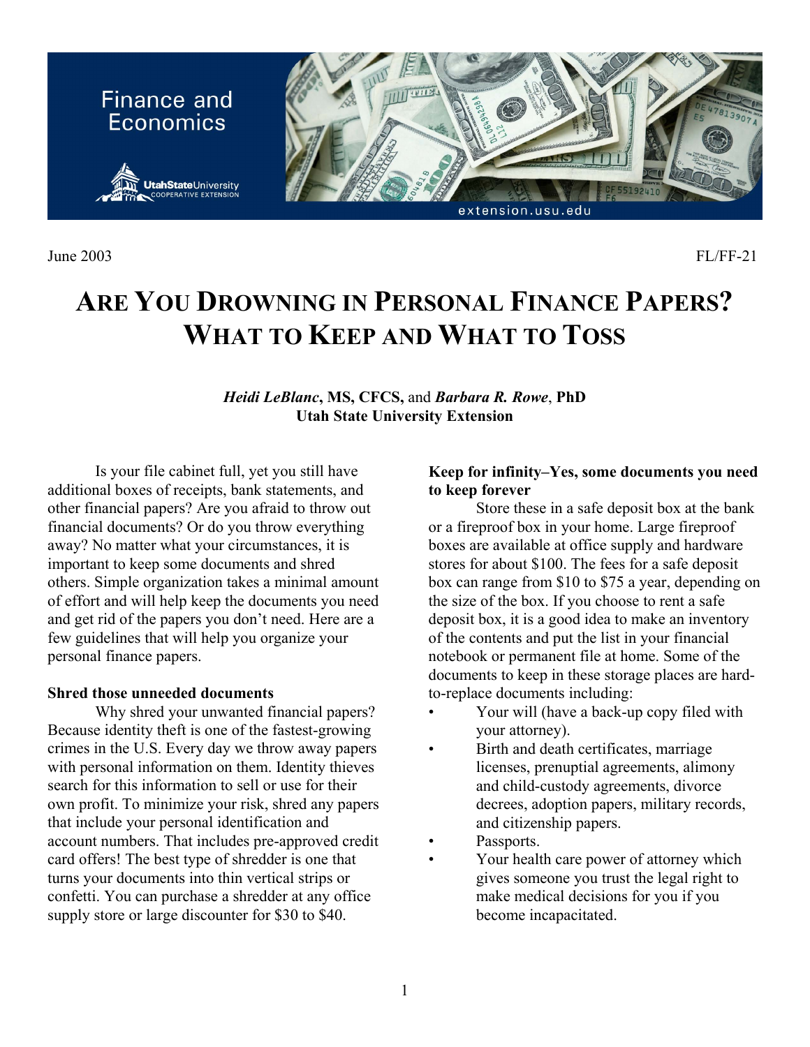Finance and Economics

UtahStateUniversity COOPERATIVE EXTENSION

extension.usu.edu

June 2003 FL/FF-21

# ARE YOU DROWNING IN PERSONAL FINANCE PAPERS? WHAT TO KEEP AND WHAT TO TOSS

***Heidi LeBlanc*, MS, CFCS,** and ***Barbara R. Rowe*, PhD**
**Utah State University Extension**

Is your file cabinet full, yet you still have additional boxes of receipts, bank statements, and other financial papers? Are you afraid to throw out financial documents? Or do you throw everything away? No matter what your circumstances, it is important to keep some documents and shred others. Simple organization takes a minimal amount of effort and will help keep the documents you need and get rid of the papers you don't need. Here are a few guidelines that will help you organize your personal finance papers.

**Shred those unneeded documents**

Why shred your unwanted financial papers? Because identity theft is one of the fastest-growing crimes in the U.S. Every day we throw away papers with personal information on them. Identity thieves search for this information to sell or use for their own profit. To minimize your risk, shred any papers that include your personal identification and account numbers. That includes pre-approved credit card offers! The best type of shredder is one that turns your documents into thin vertical strips or confetti. You can purchase a shredder at any office supply store or large discounter for $30 to $40.

**Keep for infinity–Yes, some documents you need to keep forever**

Store these in a safe deposit box at the bank or a fireproof box in your home. Large fireproof boxes are available at office supply and hardware stores for about $100. The fees for a safe deposit box can range from $10 to $75 a year, depending on the size of the box. If you choose to rent a safe deposit box, it is a good idea to make an inventory of the contents and put the list in your financial notebook or permanent file at home. Some of the documents to keep in these storage places are hard-to-replace documents including:

- Your will (have a back-up copy filed with your attorney).
- Birth and death certificates, marriage licenses, prenuptial agreements, alimony and child-custody agreements, divorce decrees, adoption papers, military records, and citizenship papers.
- Passports.
- Your health care power of attorney which gives someone you trust the legal right to make medical decisions for you if you become incapacitated.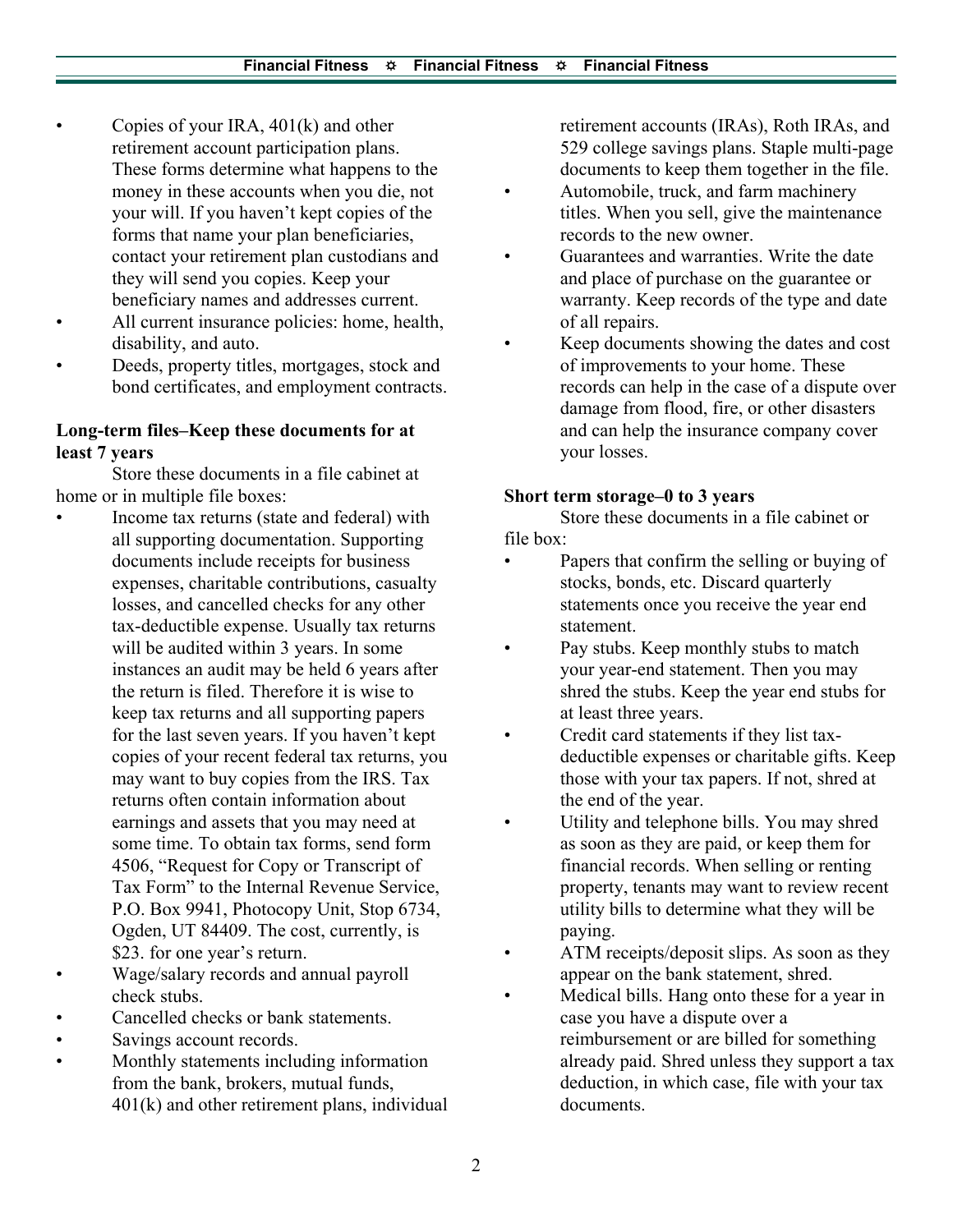- Copies of your IRA, 401(k) and other retirement account participation plans. These forms determine what happens to the money in these accounts when you die, not your will. If you haven't kept copies of the forms that name your plan beneficiaries, contact your retirement plan custodians and they will send you copies. Keep your beneficiary names and addresses current.
- All current insurance policies: home, health, disability, and auto.
- Deeds, property titles, mortgages, stock and bond certificates, and employment contracts.

**Long-term files–Keep these documents for at least 7 years**

Store these documents in a file cabinet at home or in multiple file boxes:

- Income tax returns (state and federal) with all supporting documentation. Supporting documents include receipts for business expenses, charitable contributions, casualty losses, and cancelled checks for any other tax-deductible expense. Usually tax returns will be audited within 3 years. In some instances an audit may be held 6 years after the return is filed. Therefore it is wise to keep tax returns and all supporting papers for the last seven years. If you haven't kept copies of your recent federal tax returns, you may want to buy copies from the IRS. Tax returns often contain information about earnings and assets that you may need at some time. To obtain tax forms, send form 4506, "Request for Copy or Transcript of Tax Form" to the Internal Revenue Service, P.O. Box 9941, Photocopy Unit, Stop 6734, Ogden, UT 84409. The cost, currently, is $23. for one year's return.
- Wage/salary records and annual payroll check stubs.
- Cancelled checks or bank statements.
- Savings account records.
- Monthly statements including information from the bank, brokers, mutual funds, 401(k) and other retirement plans, individual retirement accounts (IRAs), Roth IRAs, and 529 college savings plans. Staple multi-page documents to keep them together in the file.
- Automobile, truck, and farm machinery titles. When you sell, give the maintenance records to the new owner.
- Guarantees and warranties. Write the date and place of purchase on the guarantee or warranty. Keep records of the type and date of all repairs.
- Keep documents showing the dates and cost of improvements to your home. These records can help in the case of a dispute over damage from flood, fire, or other disasters and can help the insurance company cover your losses.

**Short term storage–0 to 3 years**

Store these documents in a file cabinet or file box:

- Papers that confirm the selling or buying of stocks, bonds, etc. Discard quarterly statements once you receive the year end statement.
- Pay stubs. Keep monthly stubs to match your year-end statement. Then you may shred the stubs. Keep the year end stubs for at least three years.
- Credit card statements if they list tax-deductible expenses or charitable gifts. Keep those with your tax papers. If not, shred at the end of the year.
- Utility and telephone bills. You may shred as soon as they are paid, or keep them for financial records. When selling or renting property, tenants may want to review recent utility bills to determine what they will be paying.
- ATM receipts/deposit slips. As soon as they appear on the bank statement, shred.
- Medical bills. Hang onto these for a year in case you have a dispute over a reimbursement or are billed for something already paid. Shred unless they support a tax deduction, in which case, file with your tax documents.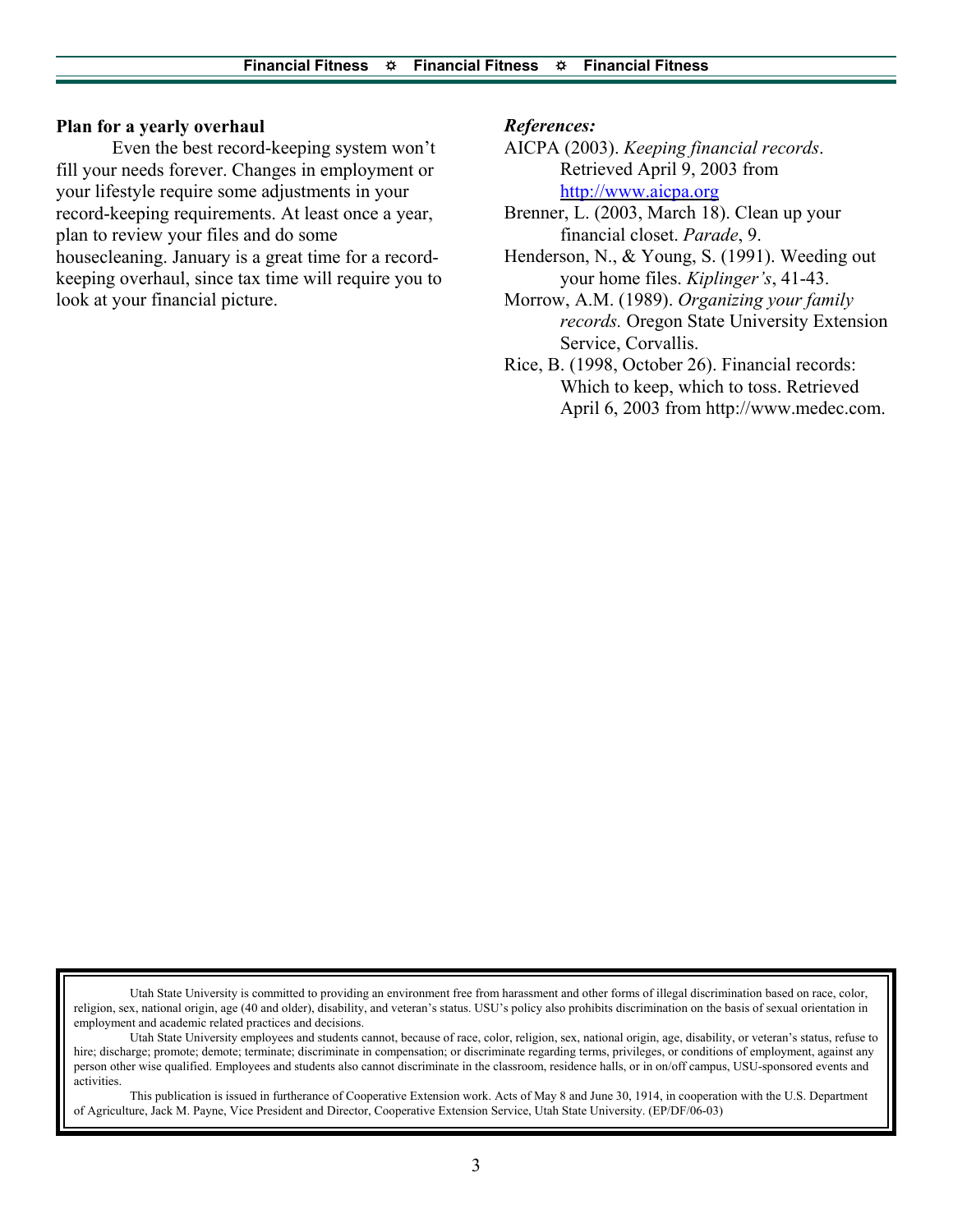**Plan for a yearly overhaul**

Even the best record-keeping system won't fill your needs forever. Changes in employment or your lifestyle require some adjustments in your record-keeping requirements. At least once a year, plan to review your files and do some housecleaning. January is a great time for a record-keeping overhaul, since tax time will require you to look at your financial picture.

***References:***

AICPA (2003). *Keeping financial records*. Retrieved April 9, 2003 from http://www.aicpa.org

Brenner, L. (2003, March 18). Clean up your financial closet. *Parade*, 9.

Henderson, N., & Young, S. (1991). Weeding out your home files. *Kiplinger's*, 41-43.

Morrow, A.M. (1989). *Organizing your family records.* Oregon State University Extension Service, Corvallis.

Rice, B. (1998, October 26). Financial records: Which to keep, which to toss. Retrieved April 6, 2003 from http://www.medec.com.

Utah State University is committed to providing an environment free from harassment and other forms of illegal discrimination based on race, color, religion, sex, national origin, age (40 and older), disability, and veteran's status. USU's policy also prohibits discrimination on the basis of sexual orientation in employment and academic related practices and decisions.

Utah State University employees and students cannot, because of race, color, religion, sex, national origin, age, disability, or veteran's status, refuse to hire; discharge; promote; demote; terminate; discriminate in compensation; or discriminate regarding terms, privileges, or conditions of employment, against any person other wise qualified. Employees and students also cannot discriminate in the classroom, residence halls, or in on/off campus, USU-sponsored events and activities.

This publication is issued in furtherance of Cooperative Extension work. Acts of May 8 and June 30, 1914, in cooperation with the U.S. Department of Agriculture, Jack M. Payne, Vice President and Director, Cooperative Extension Service, Utah State University. (EP/DF/06-03)